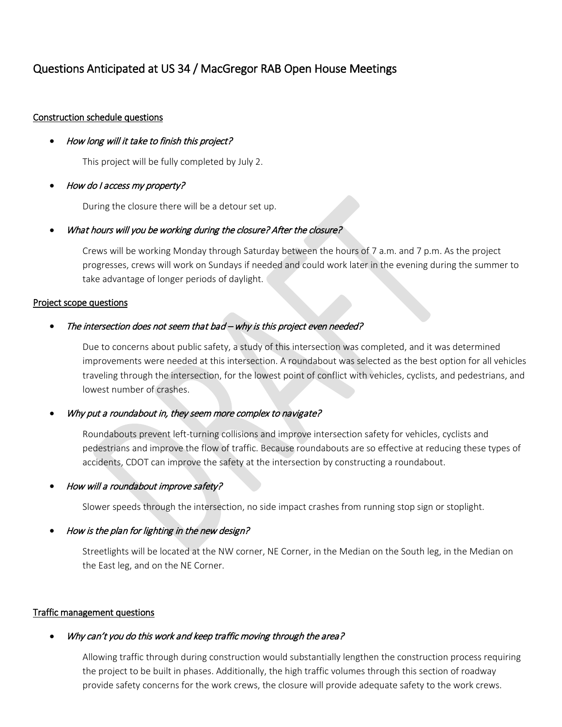# Questions Anticipated at US 34 / MacGregor RAB Open House Meetings

## Construction schedule questions

- *How long will it take to finish this project?*

  This project will be fully completed by July 2.

- *How do I access my property?*

  During the closure there will be a detour set up.

- *What hours will you be working during the closure? After the closure?*

  Crews will be working Monday through Saturday between the hours of 7 a.m. and 7 p.m. As the project progresses, crews will work on Sundays if needed and could work later in the evening during the summer to take advantage of longer periods of daylight.

## Project scope questions

- *The intersection does not seem that bad – why is this project even needed?*

  Due to concerns about public safety, a study of this intersection was completed, and it was determined improvements were needed at this intersection. A roundabout was selected as the best option for all vehicles traveling through the intersection, for the lowest point of conflict with vehicles, cyclists, and pedestrians, and lowest number of crashes.

- *Why put a roundabout in, they seem more complex to navigate?*

  Roundabouts prevent left-turning collisions and improve intersection safety for vehicles, cyclists and pedestrians and improve the flow of traffic. Because roundabouts are so effective at reducing these types of accidents, CDOT can improve the safety at the intersection by constructing a roundabout.

- *How will a roundabout improve safety?*

  Slower speeds through the intersection, no side impact crashes from running stop sign or stoplight.

- *How is the plan for lighting in the new design?*

  Streetlights will be located at the NW corner, NE Corner, in the Median on the South leg, in the Median on the East leg, and on the NE Corner.

## Traffic management questions

- *Why can't you do this work and keep traffic moving through the area?*

  Allowing traffic through during construction would substantially lengthen the construction process requiring the project to be built in phases. Additionally, the high traffic volumes through this section of roadway provide safety concerns for the work crews, the closure will provide adequate safety to the work crews.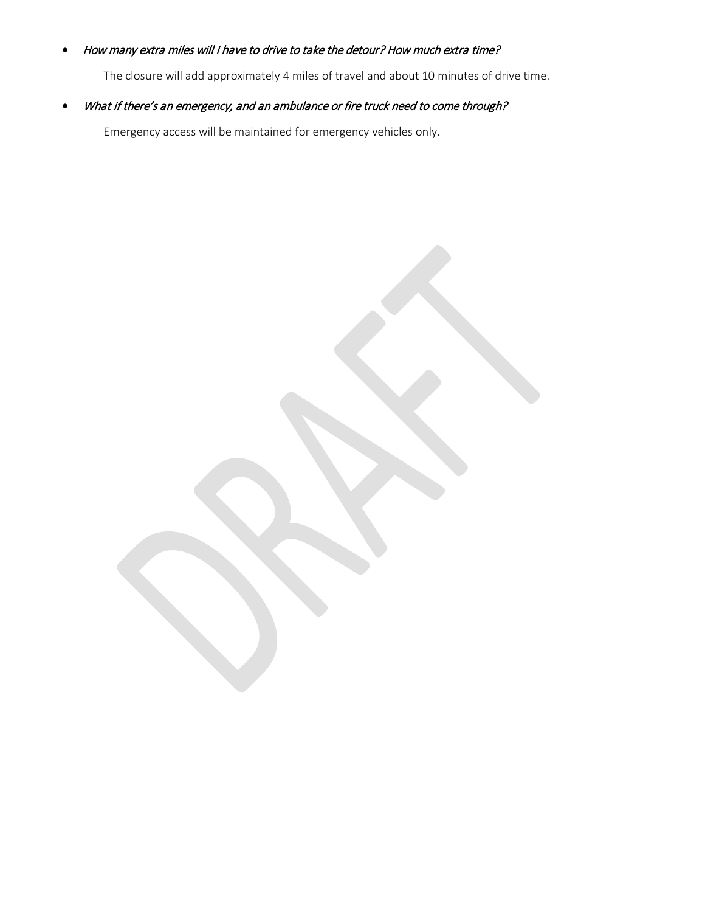- *How many extra miles will I have to drive to take the detour? How much extra time?*

  The closure will add approximately 4 miles of travel and about 10 minutes of drive time.

- *What if there's an emergency, and an ambulance or fire truck need to come through?*

  Emergency access will be maintained for emergency vehicles only.